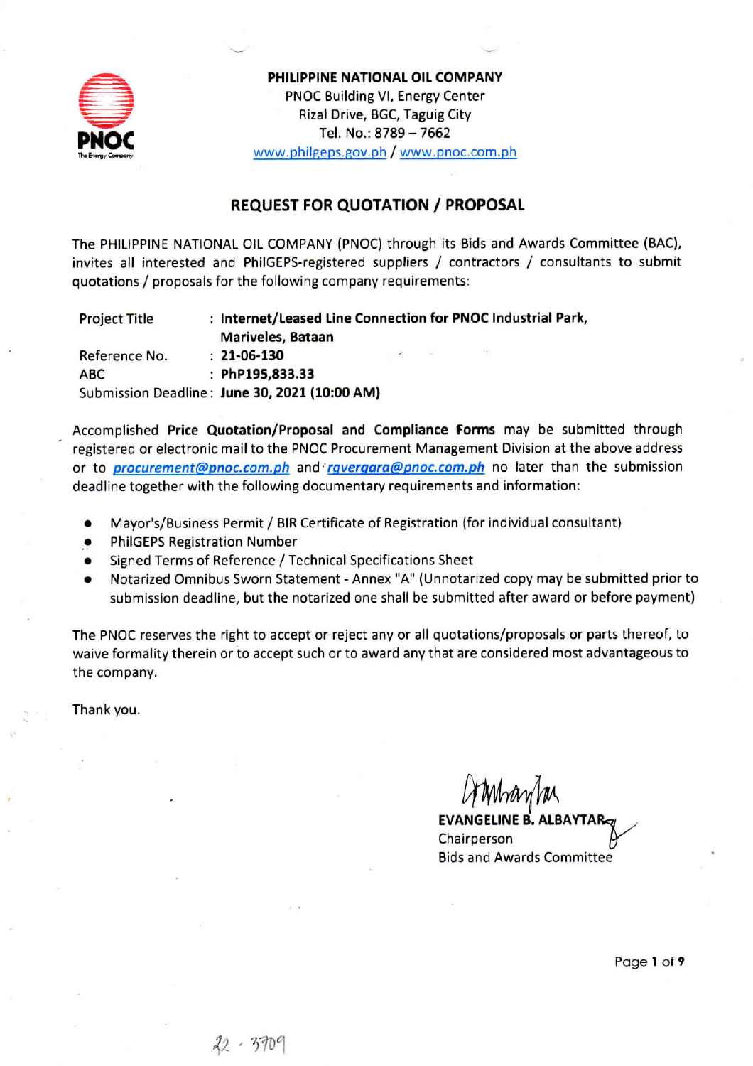**PHILIPPINE NATIONAL OIL COMPANY**
PNOC Building VI, Energy Center
Rizal Drive, BGC, Taguig City
Tel. No.: 8789 – 7662
www.philgeps.gov.ph / www.pnoc.com.ph

## REQUEST FOR QUOTATION / PROPOSAL

The PHILIPPINE NATIONAL OIL COMPANY (PNOC) through its Bids and Awards Committee (BAC), invites all interested and PhilGEPS-registered suppliers / contractors / consultants to submit quotations / proposals for the following company requirements:

| | |
|---|---|
| Project Title | : **Internet/Leased Line Connection for PNOC Industrial Park, Mariveles, Bataan** |
| Reference No. | : **21-06-130** |
| ABC | : **PhP195,833.33** |
| Submission Deadline | : **June 30, 2021 (10:00 AM)** |

Accomplished **Price Quotation/Proposal** and **Compliance Forms** may be submitted through registered or electronic mail to the PNOC Procurement Management Division at the above address or to ***procurement@pnoc.com.ph*** and ***rgvergara@pnoc.com.ph*** no later than the submission deadline together with the following documentary requirements and information:

- Mayor's/Business Permit / BIR Certificate of Registration (for individual consultant)
- PhilGEPS Registration Number
- Signed Terms of Reference / Technical Specifications Sheet
- Notarized Omnibus Sworn Statement - Annex "A" (Unnotarized copy may be submitted prior to submission deadline, but the notarized one shall be submitted after award or before payment)

The PNOC reserves the right to accept or reject any or all quotations/proposals or parts thereof, to waive formality therein or to accept such or to award any that are considered most advantageous to the company.

Thank you.

**EVANGELINE B. ALBAYTAR**
Chairperson
Bids and Awards Committee

22 - 3709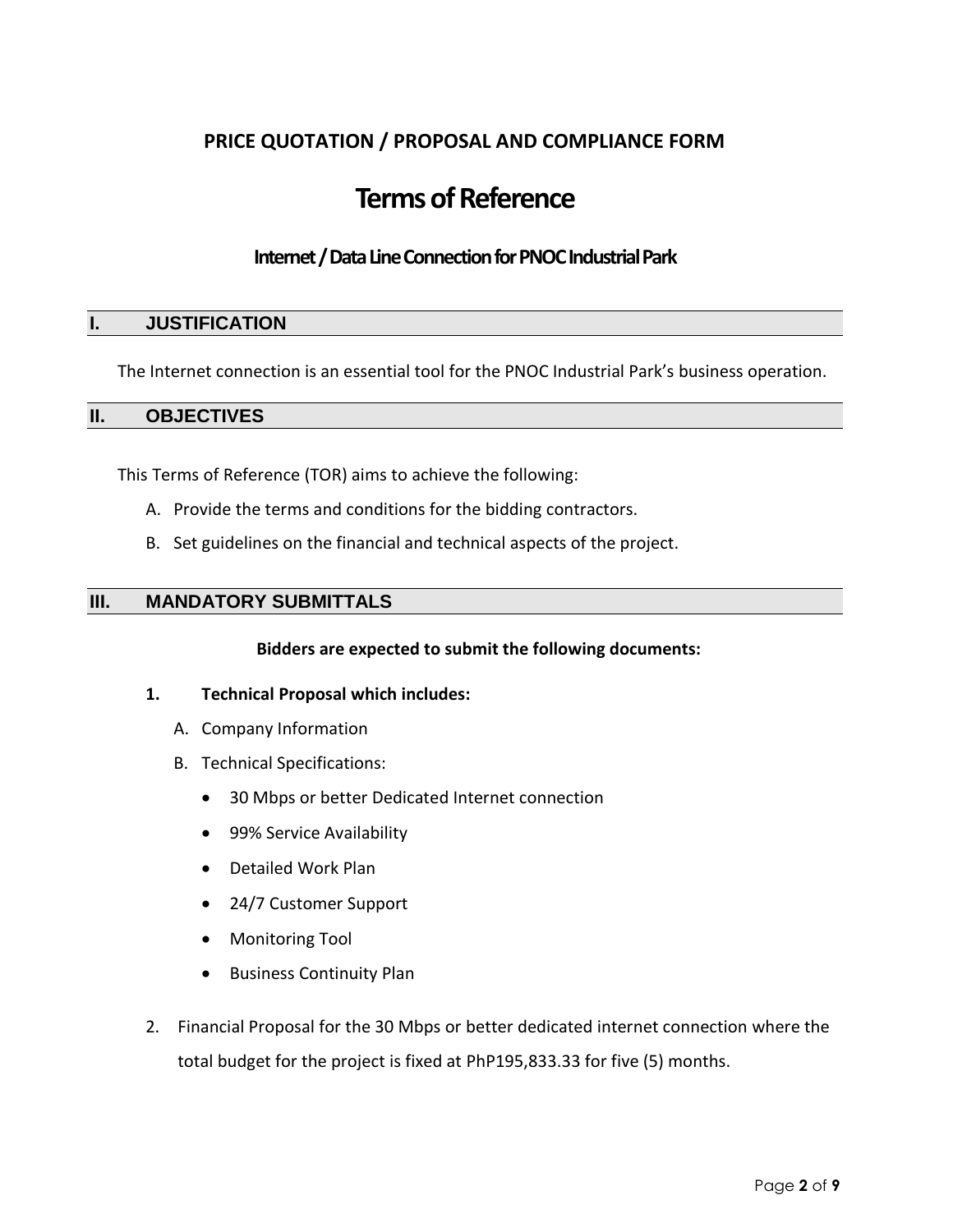**PRICE QUOTATION / PROPOSAL AND COMPLIANCE FORM**

# Terms of Reference

### Internet / Data Line Connection for PNOC Industrial Park

## I. JUSTIFICATION

The Internet connection is an essential tool for the PNOC Industrial Park's business operation.

## II. OBJECTIVES

This Terms of Reference (TOR) aims to achieve the following:

A. Provide the terms and conditions for the bidding contractors.

B. Set guidelines on the financial and technical aspects of the project.

## III. MANDATORY SUBMITTALS

**Bidders are expected to submit the following documents:**

1. **Technical Proposal which includes:**

   A. Company Information

   B. Technical Specifications:

   - 30 Mbps or better Dedicated Internet connection
   - 99% Service Availability
   - Detailed Work Plan
   - 24/7 Customer Support
   - Monitoring Tool
   - Business Continuity Plan

2. Financial Proposal for the 30 Mbps or better dedicated internet connection where the total budget for the project is fixed at PhP195,833.33 for five (5) months.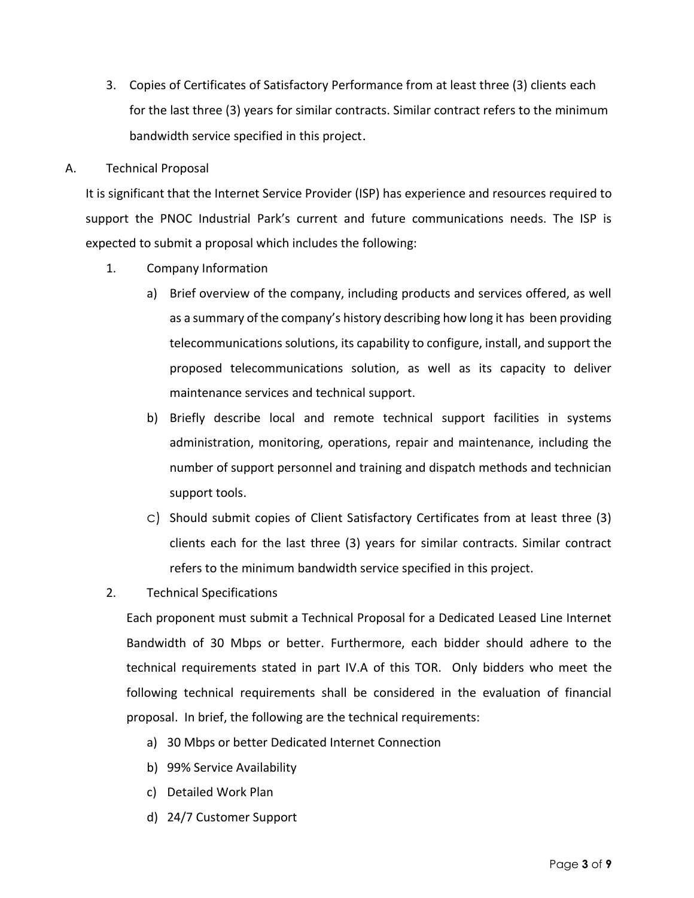3. Copies of Certificates of Satisfactory Performance from at least three (3) clients each for the last three (3) years for similar contracts. Similar contract refers to the minimum bandwidth service specified in this project.

A. Technical Proposal

It is significant that the Internet Service Provider (ISP) has experience and resources required to support the PNOC Industrial Park's current and future communications needs. The ISP is expected to submit a proposal which includes the following:

1. Company Information
   a) Brief overview of the company, including products and services offered, as well as a summary of the company's history describing how long it has been providing telecommunications solutions, its capability to configure, install, and support the proposed telecommunications solution, as well as its capacity to deliver maintenance services and technical support.
   b) Briefly describe local and remote technical support facilities in systems administration, monitoring, operations, repair and maintenance, including the number of support personnel and training and dispatch methods and technician support tools.
   c) Should submit copies of Client Satisfactory Certificates from at least three (3) clients each for the last three (3) years for similar contracts. Similar contract refers to the minimum bandwidth service specified in this project.

2. Technical Specifications

   Each proponent must submit a Technical Proposal for a Dedicated Leased Line Internet Bandwidth of 30 Mbps or better. Furthermore, each bidder should adhere to the technical requirements stated in part IV.A of this TOR. Only bidders who meet the following technical requirements shall be considered in the evaluation of financial proposal. In brief, the following are the technical requirements:
   a) 30 Mbps or better Dedicated Internet Connection
   b) 99% Service Availability
   c) Detailed Work Plan
   d) 24/7 Customer Support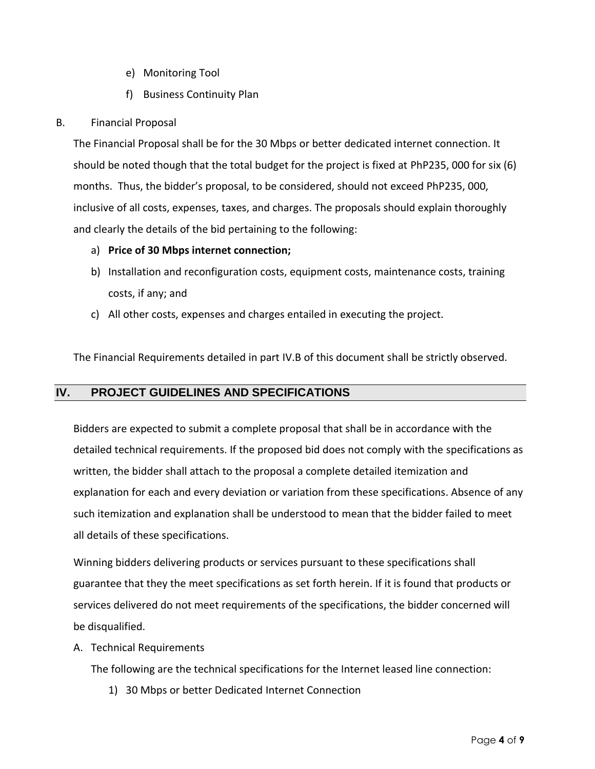e) Monitoring Tool

f) Business Continuity Plan

B. Financial Proposal

The Financial Proposal shall be for the 30 Mbps or better dedicated internet connection. It should be noted though that the total budget for the project is fixed at PhP235, 000 for six (6) months. Thus, the bidder's proposal, to be considered, should not exceed PhP235, 000, inclusive of all costs, expenses, taxes, and charges. The proposals should explain thoroughly and clearly the details of the bid pertaining to the following:

a) **Price of 30 Mbps internet connection;**

b) Installation and reconfiguration costs, equipment costs, maintenance costs, training costs, if any; and

c) All other costs, expenses and charges entailed in executing the project.

The Financial Requirements detailed in part IV.B of this document shall be strictly observed.

## IV. PROJECT GUIDELINES AND SPECIFICATIONS

Bidders are expected to submit a complete proposal that shall be in accordance with the detailed technical requirements. If the proposed bid does not comply with the specifications as written, the bidder shall attach to the proposal a complete detailed itemization and explanation for each and every deviation or variation from these specifications. Absence of any such itemization and explanation shall be understood to mean that the bidder failed to meet all details of these specifications.

Winning bidders delivering products or services pursuant to these specifications shall guarantee that they the meet specifications as set forth herein. If it is found that products or services delivered do not meet requirements of the specifications, the bidder concerned will be disqualified.

A. Technical Requirements

The following are the technical specifications for the Internet leased line connection:

1) 30 Mbps or better Dedicated Internet Connection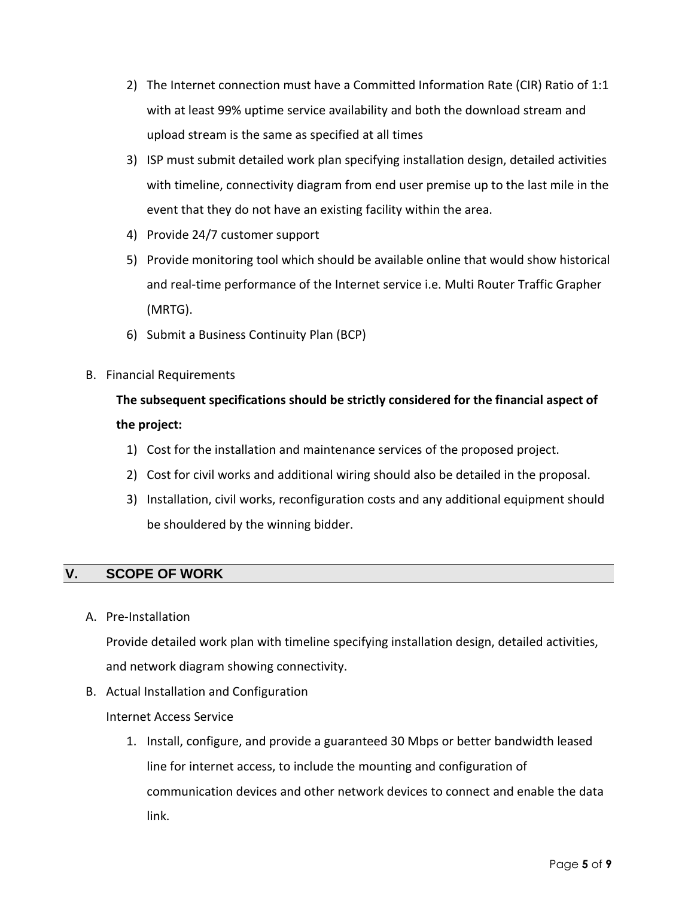2) The Internet connection must have a Committed Information Rate (CIR) Ratio of 1:1 with at least 99% uptime service availability and both the download stream and upload stream is the same as specified at all times
3) ISP must submit detailed work plan specifying installation design, detailed activities with timeline, connectivity diagram from end user premise up to the last mile in the event that they do not have an existing facility within the area.
4) Provide 24/7 customer support
5) Provide monitoring tool which should be available online that would show historical and real-time performance of the Internet service i.e. Multi Router Traffic Grapher (MRTG).
6) Submit a Business Continuity Plan (BCP)

B. Financial Requirements

**The subsequent specifications should be strictly considered for the financial aspect of the project:**

1) Cost for the installation and maintenance services of the proposed project.
2) Cost for civil works and additional wiring should also be detailed in the proposal.
3) Installation, civil works, reconfiguration costs and any additional equipment should be shouldered by the winning bidder.

## V. SCOPE OF WORK

A. Pre-Installation

Provide detailed work plan with timeline specifying installation design, detailed activities, and network diagram showing connectivity.

B. Actual Installation and Configuration

Internet Access Service

1. Install, configure, and provide a guaranteed 30 Mbps or better bandwidth leased line for internet access, to include the mounting and configuration of communication devices and other network devices to connect and enable the data link.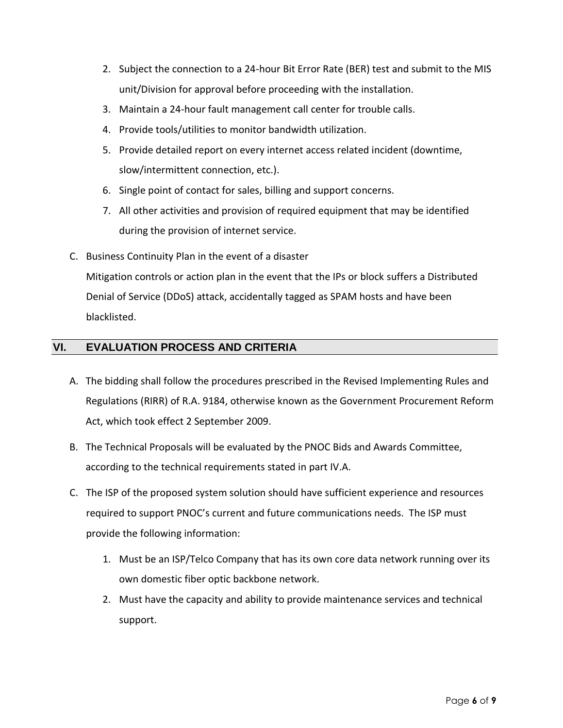2. Subject the connection to a 24-hour Bit Error Rate (BER) test and submit to the MIS unit/Division for approval before proceeding with the installation.
3. Maintain a 24-hour fault management call center for trouble calls.
4. Provide tools/utilities to monitor bandwidth utilization.
5. Provide detailed report on every internet access related incident (downtime, slow/intermittent connection, etc.).
6. Single point of contact for sales, billing and support concerns.
7. All other activities and provision of required equipment that may be identified during the provision of internet service.

C. Business Continuity Plan in the event of a disaster

   Mitigation controls or action plan in the event that the IPs or block suffers a Distributed Denial of Service (DDoS) attack, accidentally tagged as SPAM hosts and have been blacklisted.

## VI. EVALUATION PROCESS AND CRITERIA

A. The bidding shall follow the procedures prescribed in the Revised Implementing Rules and Regulations (RIRR) of R.A. 9184, otherwise known as the Government Procurement Reform Act, which took effect 2 September 2009.

B. The Technical Proposals will be evaluated by the PNOC Bids and Awards Committee, according to the technical requirements stated in part IV.A.

C. The ISP of the proposed system solution should have sufficient experience and resources required to support PNOC's current and future communications needs. The ISP must provide the following information:

   1. Must be an ISP/Telco Company that has its own core data network running over its own domestic fiber optic backbone network.
   2. Must have the capacity and ability to provide maintenance services and technical support.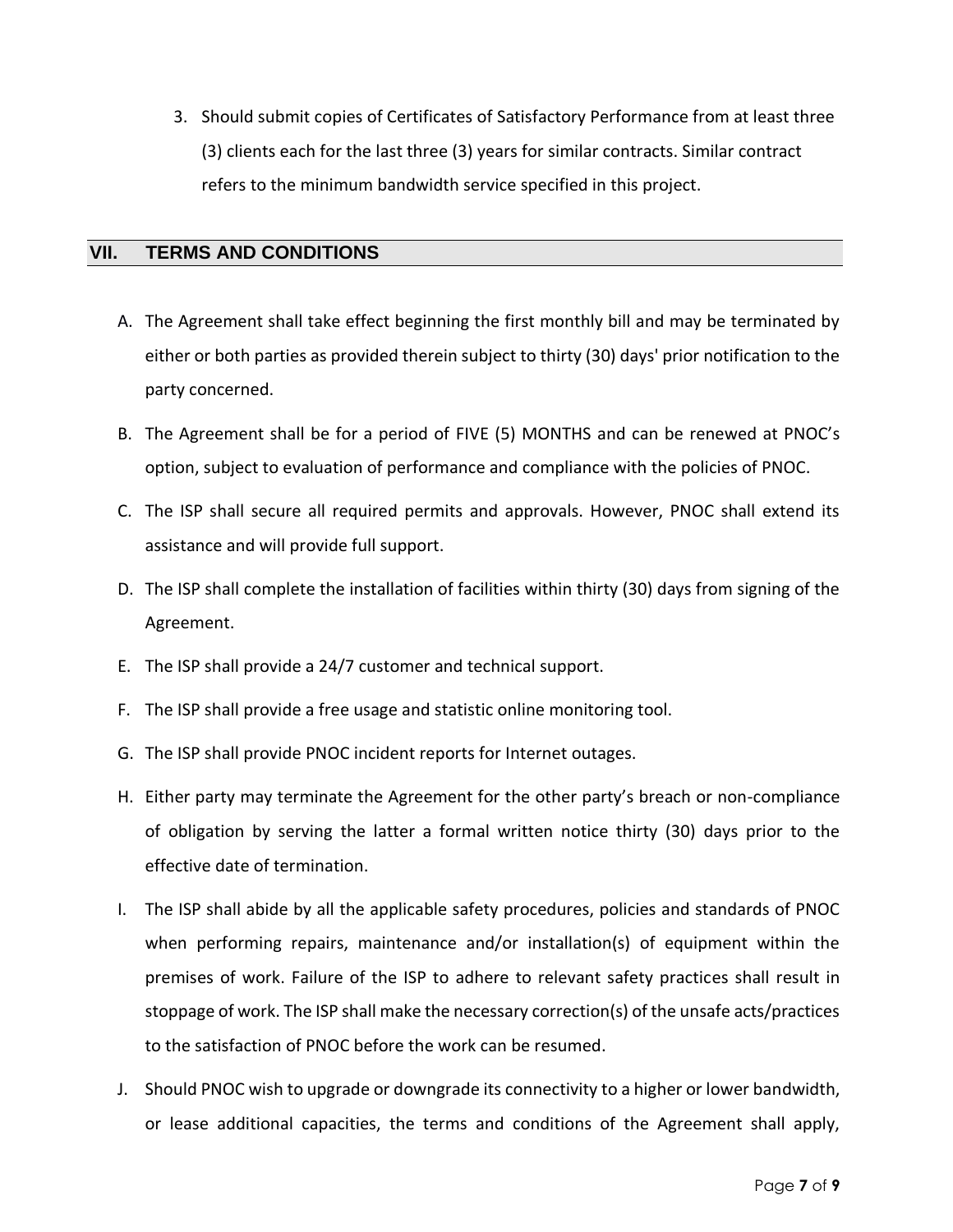3. Should submit copies of Certificates of Satisfactory Performance from at least three (3) clients each for the last three (3) years for similar contracts. Similar contract refers to the minimum bandwidth service specified in this project.

## VII. TERMS AND CONDITIONS

A. The Agreement shall take effect beginning the first monthly bill and may be terminated by either or both parties as provided therein subject to thirty (30) days' prior notification to the party concerned.

B. The Agreement shall be for a period of FIVE (5) MONTHS and can be renewed at PNOC's option, subject to evaluation of performance and compliance with the policies of PNOC.

C. The ISP shall secure all required permits and approvals. However, PNOC shall extend its assistance and will provide full support.

D. The ISP shall complete the installation of facilities within thirty (30) days from signing of the Agreement.

E. The ISP shall provide a 24/7 customer and technical support.

F. The ISP shall provide a free usage and statistic online monitoring tool.

G. The ISP shall provide PNOC incident reports for Internet outages.

H. Either party may terminate the Agreement for the other party's breach or non-compliance of obligation by serving the latter a formal written notice thirty (30) days prior to the effective date of termination.

I. The ISP shall abide by all the applicable safety procedures, policies and standards of PNOC when performing repairs, maintenance and/or installation(s) of equipment within the premises of work. Failure of the ISP to adhere to relevant safety practices shall result in stoppage of work. The ISP shall make the necessary correction(s) of the unsafe acts/practices to the satisfaction of PNOC before the work can be resumed.

J. Should PNOC wish to upgrade or downgrade its connectivity to a higher or lower bandwidth, or lease additional capacities, the terms and conditions of the Agreement shall apply,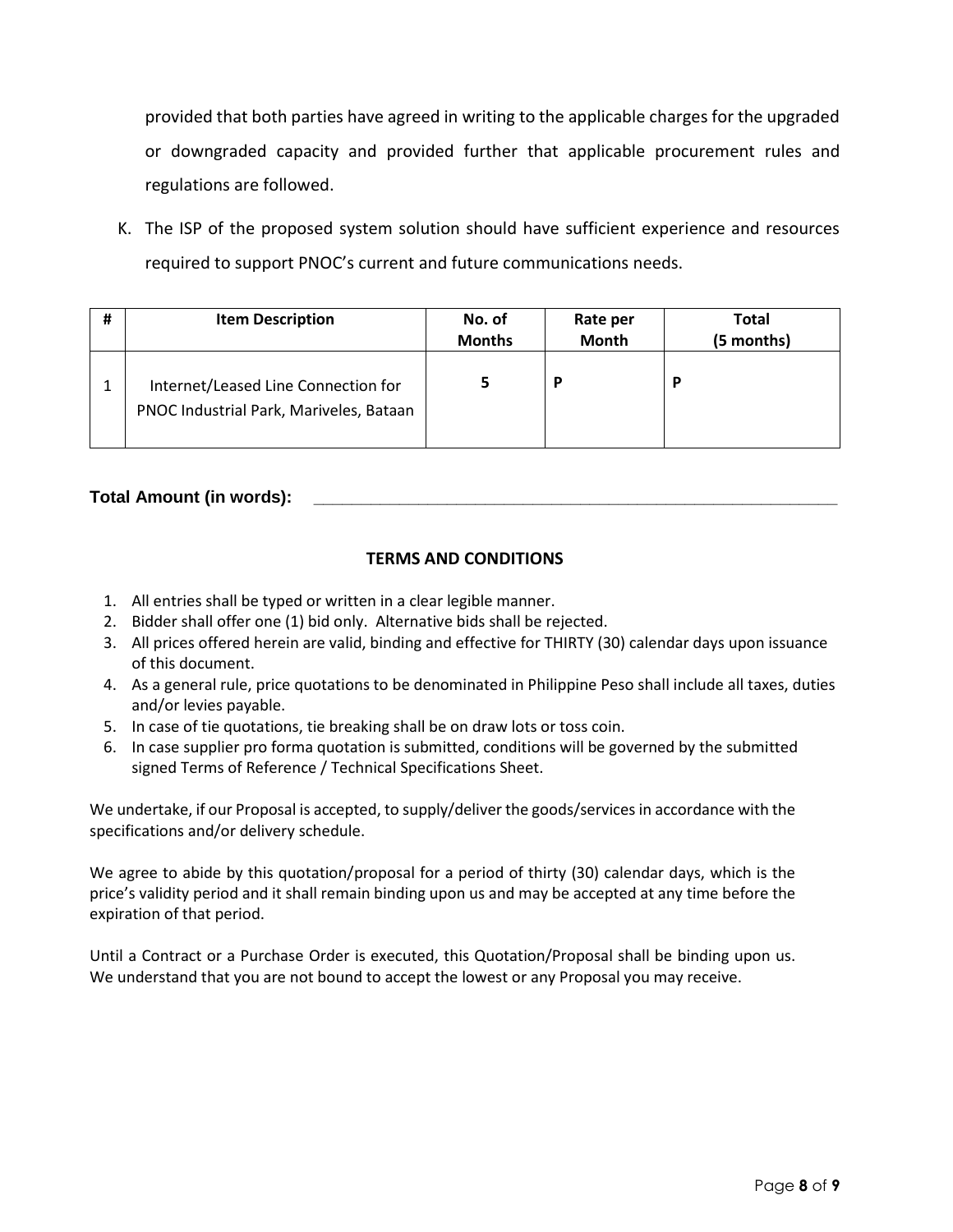provided that both parties have agreed in writing to the applicable charges for the upgraded or downgraded capacity and provided further that applicable procurement rules and regulations are followed.

K. The ISP of the proposed system solution should have sufficient experience and resources required to support PNOC's current and future communications needs.

| # | Item Description | No. of Months | Rate per Month | Total (5 months) |
|---|---|---|---|---|
| 1 | Internet/Leased Line Connection for PNOC Industrial Park, Mariveles, Bataan | 5 | P | P |

**Total Amount (in words):** ____________________________________________

**TERMS AND CONDITIONS**

1. All entries shall be typed or written in a clear legible manner.
2. Bidder shall offer one (1) bid only. Alternative bids shall be rejected.
3. All prices offered herein are valid, binding and effective for THIRTY (30) calendar days upon issuance of this document.
4. As a general rule, price quotations to be denominated in Philippine Peso shall include all taxes, duties and/or levies payable.
5. In case of tie quotations, tie breaking shall be on draw lots or toss coin.
6. In case supplier pro forma quotation is submitted, conditions will be governed by the submitted signed Terms of Reference / Technical Specifications Sheet.

We undertake, if our Proposal is accepted, to supply/deliver the goods/services in accordance with the specifications and/or delivery schedule.

We agree to abide by this quotation/proposal for a period of thirty (30) calendar days, which is the price's validity period and it shall remain binding upon us and may be accepted at any time before the expiration of that period.

Until a Contract or a Purchase Order is executed, this Quotation/Proposal shall be binding upon us. We understand that you are not bound to accept the lowest or any Proposal you may receive.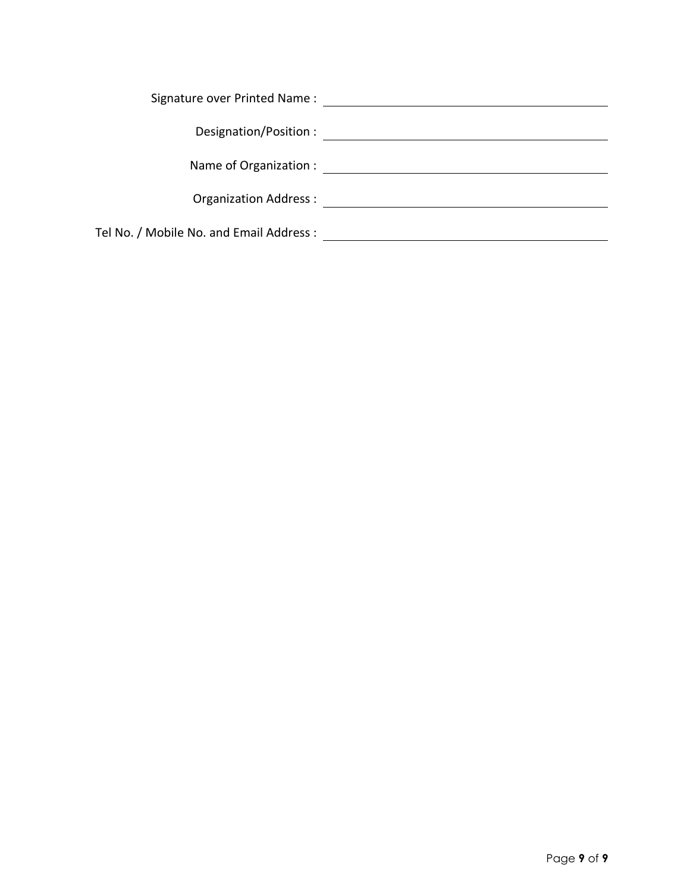Signature over Printed Name : ______________________________

Designation/Position : ______________________________

Name of Organization : ______________________________

Organization Address : ______________________________

Tel No. / Mobile No. and Email Address : ______________________________